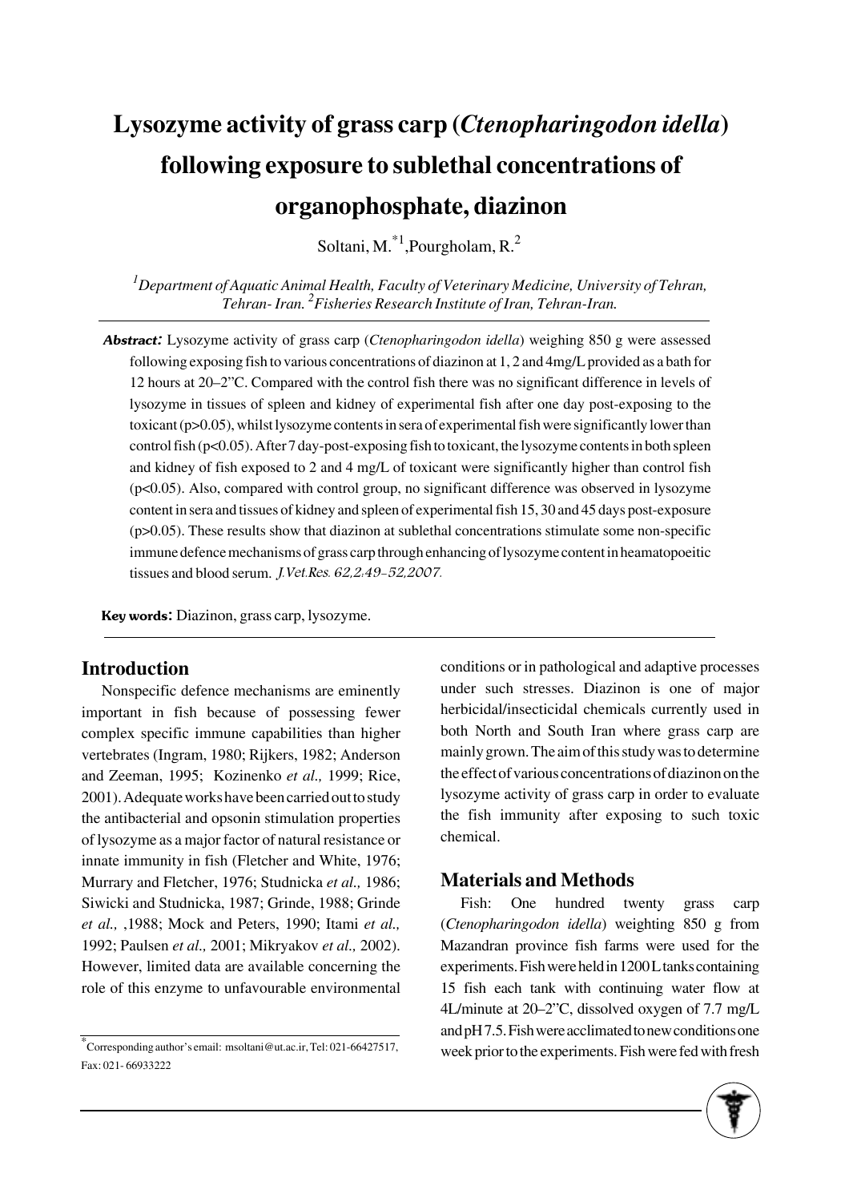# Lysozyme activity of grass carp (*Ctenopharingodon idella*) following exposure to sublethal concentrations of organophosphate, diazinon

Soltani, M.[*1], Pourgholam, R.[2]

[1]*Department of Aquatic Animal Health, Faculty of Veterinary Medicine, University of Tehran, Tehran- Iran.* [2]*Fisheries Research Institute of Iran, Tehran-Iran.*

***Abstract:*** Lysozyme activity of grass carp (*Ctenopharingodon idella*) weighing 850 g were assessed following exposing fish to various concentrations of diazinon at 1, 2 and 4mg/L provided as a bath for 12 hours at 20–2"C. Compared with the control fish there was no significant difference in levels of lysozyme in tissues of spleen and kidney of experimental fish after one day post-exposing to the toxicant ($p>0.05$), whilst lysozyme contents in sera of experimental fish were significantly lower than control fish ($p<0.05$). After 7 day-post-exposing fish to toxicant, the lysozyme contents in both spleen and kidney of fish exposed to 2 and 4 mg/L of toxicant were significantly higher than control fish ($p<0.05$). Also, compared with control group, no significant difference was observed in lysozyme content in sera and tissues of kidney and spleen of experimental fish 15, 30 and 45 days post-exposure ($p>0.05$). These results show that diazinon at sublethal concentrations stimulate some non-specific immune defence mechanisms of grass carp through enhancing of lysozyme content in heamatopoeitic tissues and blood serum. *J.Vet.Res. 62,2:49-52,2007.*

**Key words:** Diazinon, grass carp, lysozyme.

## Introduction

Nonspecific defence mechanisms are eminently important in fish because of possessing fewer complex specific immune capabilities than higher vertebrates (Ingram, 1980; Rijkers, 1982; Anderson and Zeeman, 1995; Kozinenko *et al.,* 1999; Rice, 2001). Adequate works have been carried out to study the antibacterial and opsonin stimulation properties of lysozyme as a major factor of natural resistance or innate immunity in fish (Fletcher and White, 1976; Murrary and Fletcher, 1976; Studnicka *et al.,* 1986; Siwicki and Studnicka, 1987; Grinde, 1988; Grinde *et al.,* ,1988; Mock and Peters, 1990; Itami *et al.,* 1992; Paulsen *et al.,* 2001; Mikryakov *et al.,* 2002). However, limited data are available concerning the role of this enzyme to unfavourable environmental conditions or in pathological and adaptive processes under such stresses. Diazinon is one of major herbicidal/insecticidal chemicals currently used in both North and South Iran where grass carp are mainly grown. The aim of this study was to determine the effect of various concentrations of diazinon on the lysozyme activity of grass carp in order to evaluate the fish immunity after exposing to such toxic chemical.

## Materials and Methods

Fish: One hundred twenty grass carp (*Ctenopharingodon idella*) weighting 850 g from Mazandran province fish farms were used for the experiments. Fish were held in 1200 L tanks containing 15 fish each tank with continuing water flow at 4L/minute at 20–2"C, dissolved oxygen of 7.7 mg/L and pH 7.5. Fish were acclimated to new conditions one week prior to the experiments. Fish were fed with fresh

[*] Corresponding author's email: msoltani@ut.ac.ir, Tel: 021-66427517, Fax: 021- 66933222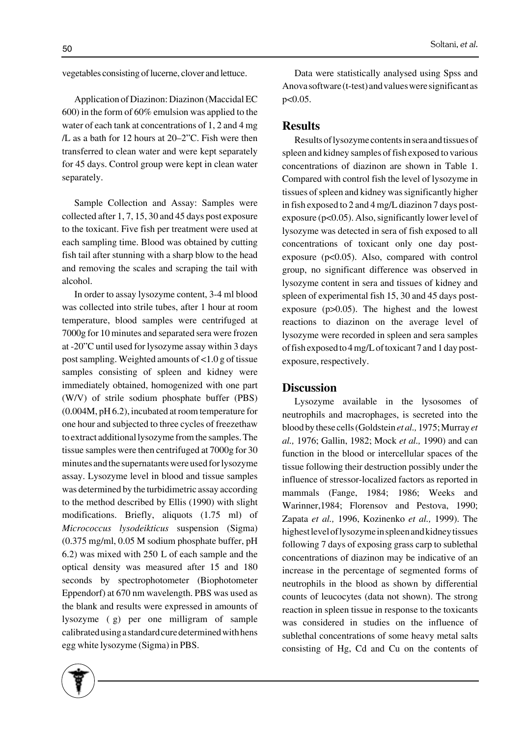vegetables consisting of lucerne, clover and lettuce.

Application of Diazinon: Diazinon (Maccidal EC 600) in the form of 60% emulsion was applied to the water of each tank at concentrations of 1, 2 and 4 mg /L as a bath for 12 hours at 20–2"C. Fish were then transferred to clean water and were kept separately for 45 days. Control group were kept in clean water separately.

Sample Collection and Assay: Samples were collected after 1, 7, 15, 30 and 45 days post exposure to the toxicant. Five fish per treatment were used at each sampling time. Blood was obtained by cutting fish tail after stunning with a sharp blow to the head and removing the scales and scraping the tail with alcohol.

In order to assay lysozyme content, 3-4 ml blood was collected into strile tubes, after 1 hour at room temperature, blood samples were centrifuged at 7000g for 10 minutes and separated sera were frozen at -20"C until used for lysozyme assay within 3 days post sampling. Weighted amounts of <1.0 g of tissue samples consisting of spleen and kidney were immediately obtained, homogenized with one part (W/V) of strile sodium phosphate buffer (PBS) (0.004M, pH 6.2), incubated at room temperature for one hour and subjected to three cycles of freezethaw to extract additional lysozyme from the samples. The tissue samples were then centrifuged at 7000g for 30 minutes and the supernatants were used for lysozyme assay. Lysozyme level in blood and tissue samples was determined by the turbidimetric assay according to the method described by Ellis (1990) with slight modifications. Briefly, aliquots (1.75 ml) of *Micrococcus lysodeikticus* suspension (Sigma) (0.375 mg/ml, 0.05 M sodium phosphate buffer, pH 6.2) was mixed with 250 L of each sample and the optical density was measured after 15 and 180 seconds by spectrophotometer (Biophotometer Eppendorf) at 670 nm wavelength. PBS was used as the blank and results were expressed in amounts of lysozyme ( g) per one milligram of sample calibrated using a standard cure determined with hens egg white lysozyme (Sigma) in PBS.

Data were statistically analysed using Spss and Anova software (t-test) and values were significant as $p<0.05$.

## Results

Results of lysozyme contents in sera and tissues of spleen and kidney samples of fish exposed to various concentrations of diazinon are shown in Table 1. Compared with control fish the level of lysozyme in tissues of spleen and kidney was significantly higher in fish exposed to 2 and 4 mg/L diazinon 7 days post-exposure ($p<0.05$). Also, significantly lower level of lysozyme was detected in sera of fish exposed to all concentrations of toxicant only one day post-exposure ($p<0.05$). Also, compared with control group, no significant difference was observed in lysozyme content in sera and tissues of kidney and spleen of experimental fish 15, 30 and 45 days post-exposure ($p>0.05$). The highest and the lowest reactions to diazinon on the average level of lysozyme were recorded in spleen and sera samples of fish exposed to 4 mg/L of toxicant 7 and 1 day post-exposure, respectively.

## Discussion

Lysozyme available in the lysosomes of neutrophils and macrophages, is secreted into the blood by these cells (Goldstein *et al.,* 1975; Murray *et al.,* 1976; Gallin, 1982; Mock *et al.,* 1990) and can function in the blood or intercellular spaces of the tissue following their destruction possibly under the influence of stressor-localized factors as reported in mammals (Fange, 1984; 1986; Weeks and Warinner,1984; Florensov and Pestova, 1990; Zapata *et al.,* 1996, Kozinenko *et al.,* 1999). The highest level of lysozyme in spleen and kidney tissues following 7 days of exposing grass carp to sublethal concentrations of diazinon may be indicative of an increase in the percentage of segmented forms of neutrophils in the blood as shown by differential counts of leucocytes (data not shown). The strong reaction in spleen tissue in response to the toxicants was considered in studies on the influence of sublethal concentrations of some heavy metal salts consisting of Hg, Cd and Cu on the contents of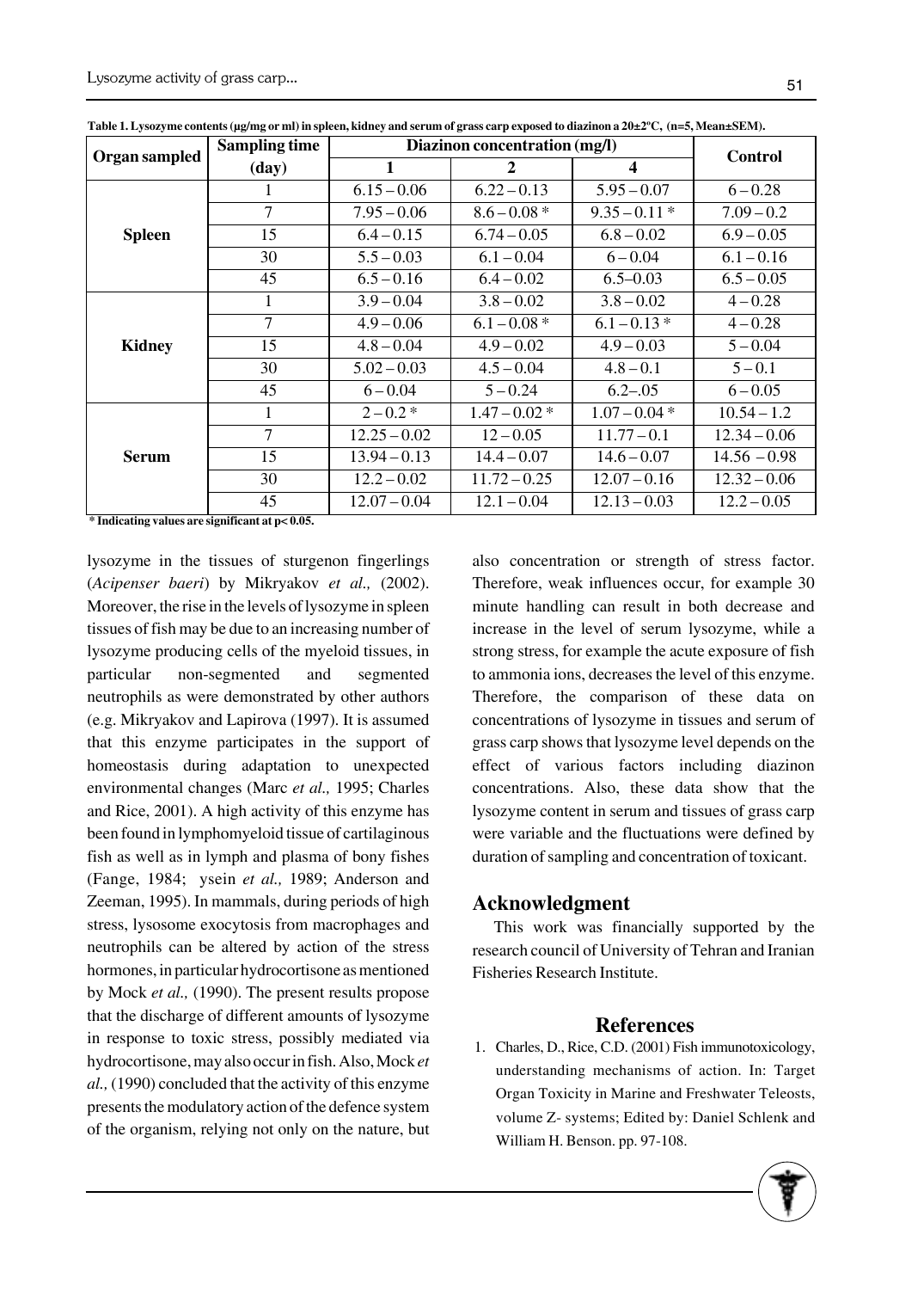**Table 1. Lysozyme contents (µg/mg or ml) in spleen, kidney and serum of grass carp exposed to diazinon a 20±2ºC, (n=5, Mean±SEM).**

| Organ sampled | Sampling time (day) | Diazinon concentration (mg/l) | | | Control |
|---|---|---|---|---|---|
| | | 1 | 2 | 4 | |
| **Spleen** | 1 | 6.15 – 0.06 | 6.22 – 0.13 | 5.95 – 0.07 | 6 – 0.28 |
| | 7 | 7.95 – 0.06 | 8.6 – 0.08 * | 9.35 – 0.11 * | 7.09 – 0.2 |
| | 15 | 6.4 – 0.15 | 6.74 – 0.05 | 6.8 – 0.02 | 6.9 – 0.05 |
| | 30 | 5.5 – 0.03 | 6.1 – 0.04 | 6 – 0.04 | 6.1 – 0.16 |
| | 45 | 6.5 – 0.16 | 6.4 – 0.02 | 6.5–0.03 | 6.5 – 0.05 |
| **Kidney** | 1 | 3.9 – 0.04 | 3.8 – 0.02 | 3.8 – 0.02 | 4 – 0.28 |
| | 7 | 4.9 – 0.06 | 6.1 – 0.08 * | 6.1 – 0.13 * | 4 – 0.28 |
| | 15 | 4.8 – 0.04 | 4.9 – 0.02 | 4.9 – 0.03 | 5 – 0.04 |
| | 30 | 5.02 – 0.03 | 4.5 – 0.04 | 4.8 – 0.1 | 5 – 0.1 |
| | 45 | 6 – 0.04 | 5 – 0.24 | 6.2–.05 | 6 – 0.05 |
| **Serum** | 1 | 2 – 0.2 * | 1.47 – 0.02 * | 1.07 – 0.04 * | 10.54 – 1.2 |
| | 7 | 12.25 – 0.02 | 12 – 0.05 | 11.77 – 0.1 | 12.34 – 0.06 |
| | 15 | 13.94 – 0.13 | 14.4 – 0.07 | 14.6 – 0.07 | 14.56 – 0.98 |
| | 30 | 12.2 – 0.02 | 11.72 – 0.25 | 12.07 – 0.16 | 12.32 – 0.06 |
| | 45 | 12.07 – 0.04 | 12.1 – 0.04 | 12.13 – 0.03 | 12.2 – 0.05 |

**\* Indicating values are significant at p< 0.05.**

lysozyme in the tissues of sturgenon fingerlings (*Acipenser baeri*) by Mikryakov *et al.,* (2002). Moreover, the rise in the levels of lysozyme in spleen tissues of fish may be due to an increasing number of lysozyme producing cells of the myeloid tissues, in particular non-segmented and segmented neutrophils as were demonstrated by other authors (e.g. Mikryakov and Lapirova (1997). It is assumed that this enzyme participates in the support of homeostasis during adaptation to unexpected environmental changes (Marc *et al.,* 1995; Charles and Rice, 2001). A high activity of this enzyme has been found in lymphomyeloid tissue of cartilaginous fish as well as in lymph and plasma of bony fishes (Fange, 1984; ysein *et al.,* 1989; Anderson and Zeeman, 1995). In mammals, during periods of high stress, lysosome exocytosis from macrophages and neutrophils can be altered by action of the stress hormones, in particular hydrocortisone as mentioned by Mock *et al.,* (1990). The present results propose that the discharge of different amounts of lysozyme in response to toxic stress, possibly mediated via hydrocortisone, may also occur in fish. Also, Mock *et al.,* (1990) concluded that the activity of this enzyme presents the modulatory action of the defence system of the organism, relying not only on the nature, but also concentration or strength of stress factor. Therefore, weak influences occur, for example 30 minute handling can result in both decrease and increase in the level of serum lysozyme, while a strong stress, for example the acute exposure of fish to ammonia ions, decreases the level of this enzyme. Therefore, the comparison of these data on concentrations of lysozyme in tissues and serum of grass carp shows that lysozyme level depends on the effect of various factors including diazinon concentrations. Also, these data show that the lysozyme content in serum and tissues of grass carp were variable and the fluctuations were defined by duration of sampling and concentration of toxicant.

## Acknowledgment

This work was financially supported by the research council of University of Tehran and Iranian Fisheries Research Institute.

## References

1. Charles, D., Rice, C.D. (2001) Fish immunotoxicology, understanding mechanisms of action. In: Target Organ Toxicity in Marine and Freshwater Teleosts, volume Z- systems; Edited by: Daniel Schlenk and William H. Benson. pp. 97-108.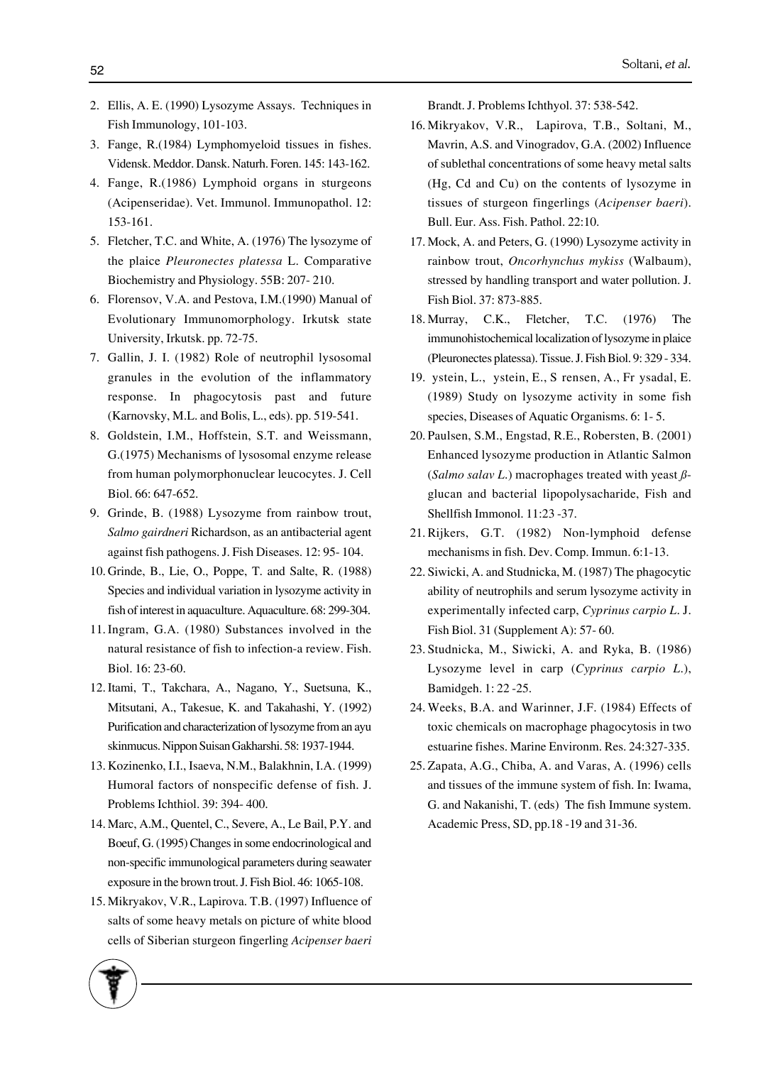2. Ellis, A. E. (1990) Lysozyme Assays. Techniques in Fish Immunology, 101-103.
3. Fange, R.(1984) Lymphomyeloid tissues in fishes. Vidensk. Meddor. Dansk. Naturh. Foren. 145: 143-162.
4. Fange, R.(1986) Lymphoid organs in sturgeons (Acipenseridae). Vet. Immunol. Immunopathol. 12: 153-161.
5. Fletcher, T.C. and White, A. (1976) The lysozyme of the plaice *Pleuronectes platessa* L. Comparative Biochemistry and Physiology. 55B: 207- 210.
6. Florensov, V.A. and Pestova, I.M.(1990) Manual of Evolutionary Immunomorphology. Irkutsk state University, Irkutsk. pp. 72-75.
7. Gallin, J. I. (1982) Role of neutrophil lysosomal granules in the evolution of the inflammatory response. In phagocytosis past and future (Karnovsky, M.L. and Bolis, L., eds). pp. 519-541.
8. Goldstein, I.M., Hoffstein, S.T. and Weissmann, G.(1975) Mechanisms of lysosomal enzyme release from human polymorphonuclear leucocytes. J. Cell Biol. 66: 647-652.
9. Grinde, B. (1988) Lysozyme from rainbow trout, *Salmo gairdneri* Richardson, as an antibacterial agent against fish pathogens. J. Fish Diseases. 12: 95- 104.
10. Grinde, B., Lie, O., Poppe, T. and Salte, R. (1988) Species and individual variation in lysozyme activity in fish of interest in aquaculture. Aquaculture. 68: 299-304.
11. Ingram, G.A. (1980) Substances involved in the natural resistance of fish to infection-a review. Fish. Biol. 16: 23-60.
12. Itami, T., Takchara, A., Nagano, Y., Suetsuna, K., Mitsutani, A., Takesue, K. and Takahashi, Y. (1992) Purification and characterization of lysozyme from an ayu skinmucus. Nippon Suisan Gakharshi. 58: 1937-1944.
13. Kozinenko, I.I., Isaeva, N.M., Balakhnin, I.A. (1999) Humoral factors of nonspecific defense of fish. J. Problems Ichthiol. 39: 394- 400.
14. Marc, A.M., Quentel, C., Severe, A., Le Bail, P.Y. and Boeuf, G. (1995) Changes in some endocrinological and non-specific immunological parameters during seawater exposure in the brown trout. J. Fish Biol. 46: 1065-108.
15. Mikryakov, V.R., Lapirova. T.B. (1997) Influence of salts of some heavy metals on picture of white blood cells of Siberian sturgeon fingerling *Acipenser baeri* Brandt. J. Problems Ichthyol. 37: 538-542.
16. Mikryakov, V.R., Lapirova, T.B., Soltani, M., Mavrin, A.S. and Vinogradov, G.A. (2002) Influence of sublethal concentrations of some heavy metal salts (Hg, Cd and Cu) on the contents of lysozyme in tissues of sturgeon fingerlings (*Acipenser baeri*). Bull. Eur. Ass. Fish. Pathol. 22:10.
17. Mock, A. and Peters, G. (1990) Lysozyme activity in rainbow trout, *Oncorhynchus mykiss* (Walbaum), stressed by handling transport and water pollution. J. Fish Biol. 37: 873-885.
18. Murray, C.K., Fletcher, T.C. (1976) The immunohistochemical localization of lysozyme in plaice (Pleuronectes platessa). Tissue. J. Fish Biol. 9: 329 - 334.
19. ystein, L., ystein, E., S rensen, A., Fr ysadal, E. (1989) Study on lysozyme activity in some fish species, Diseases of Aquatic Organisms. 6: 1- 5.
20. Paulsen, S.M., Engstad, R.E., Robersten, B. (2001) Enhanced lysozyme production in Atlantic Salmon (*Salmo salav L.*) macrophages treated with yeast *ß*-glucan and bacterial lipopolysacharide, Fish and Shellfish Immonol. 11:23 -37.
21. Rijkers, G.T. (1982) Non-lymphoid defense mechanisms in fish. Dev. Comp. Immun. 6:1-13.
22. Siwicki, A. and Studnicka, M. (1987) The phagocytic ability of neutrophils and serum lysozyme activity in experimentally infected carp, *Cyprinus carpio L.* J. Fish Biol. 31 (Supplement A): 57- 60.
23. Studnicka, M., Siwicki, A. and Ryka, B. (1986) Lysozyme level in carp (*Cyprinus carpio L.*), Bamidgeh. 1: 22 -25.
24. Weeks, B.A. and Warinner, J.F. (1984) Effects of toxic chemicals on macrophage phagocytosis in two estuarine fishes. Marine Environm. Res. 24:327-335.
25. Zapata, A.G., Chiba, A. and Varas, A. (1996) cells and tissues of the immune system of fish. In: Iwama, G. and Nakanishi, T. (eds) The fish Immune system. Academic Press, SD, pp.18 -19 and 31-36.